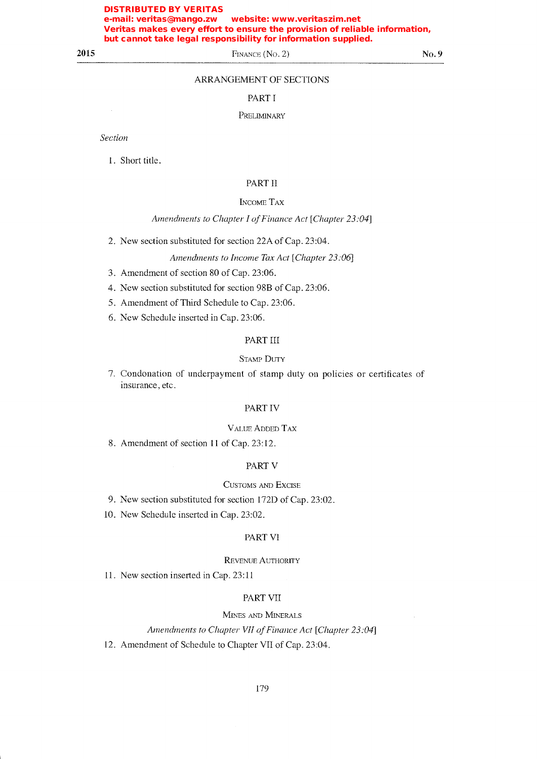DISTRIBUTED BY VERITAS
e-mail: veritas@mango.zw website: www.veritaszim.net
Veritas makes every effort to ensure the provision of reliable information, but cannot take legal responsibility for information supplied.

# ARRANGEMENT OF SECTIONS

## PART I

### PRELIMINARY

*Section*

1. Short title.

## PART II

### INCOME TAX

*Amendments to Chapter I of Finance Act [Chapter 23:04]*

2. New section substituted for section 22A of Cap. 23:04.

*Amendments to Income Tax Act [Chapter 23:06]*

3. Amendment of section 80 of Cap. 23:06.
4. New section substituted for section 98B of Cap. 23:06.
5. Amendment of Third Schedule to Cap. 23:06.
6. New Schedule inserted in Cap. 23:06.

## PART III

### STAMP DUTY

7. Condonation of underpayment of stamp duty on policies or certificates of insurance, etc.

## PART IV

### VALUE ADDED TAX

8. Amendment of section 11 of Cap. 23:12.

## PART V

### CUSTOMS AND EXCISE

9. New section substituted for section 172D of Cap. 23:02.
10. New Schedule inserted in Cap. 23:02.

## PART VI

### REVENUE AUTHORITY

11. New section inserted in Cap. 23:11

## PART VII

### MINES AND MINERALS

*Amendments to Chapter VII of Finance Act [Chapter 23:04]*

12. Amendment of Schedule to Chapter VII of Cap. 23:04.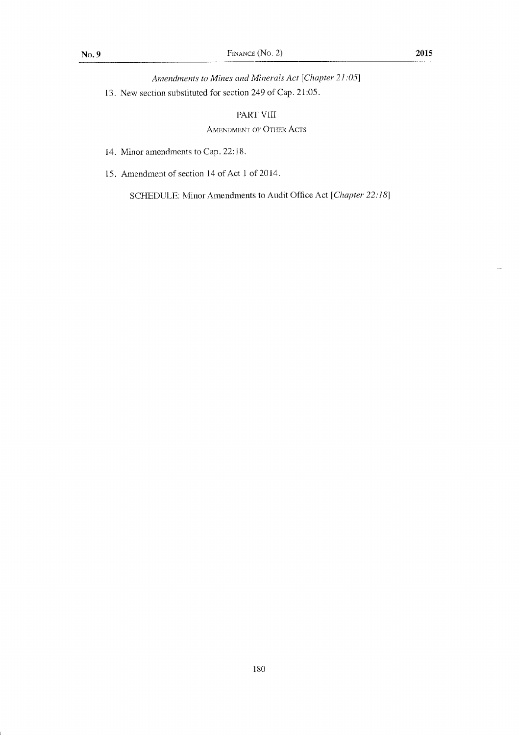*Amendments to Mines and Minerals Act [Chapter 21:05]*

13. New section substituted for section 249 of Cap. 21:05.

PART VIII

AMENDMENT OF OTHER ACTS

14. Minor amendments to Cap. 22:18.

15. Amendment of section 14 of Act 1 of 2014.

SCHEDULE: Minor Amendments to Audit Office Act [*Chapter 22:18*]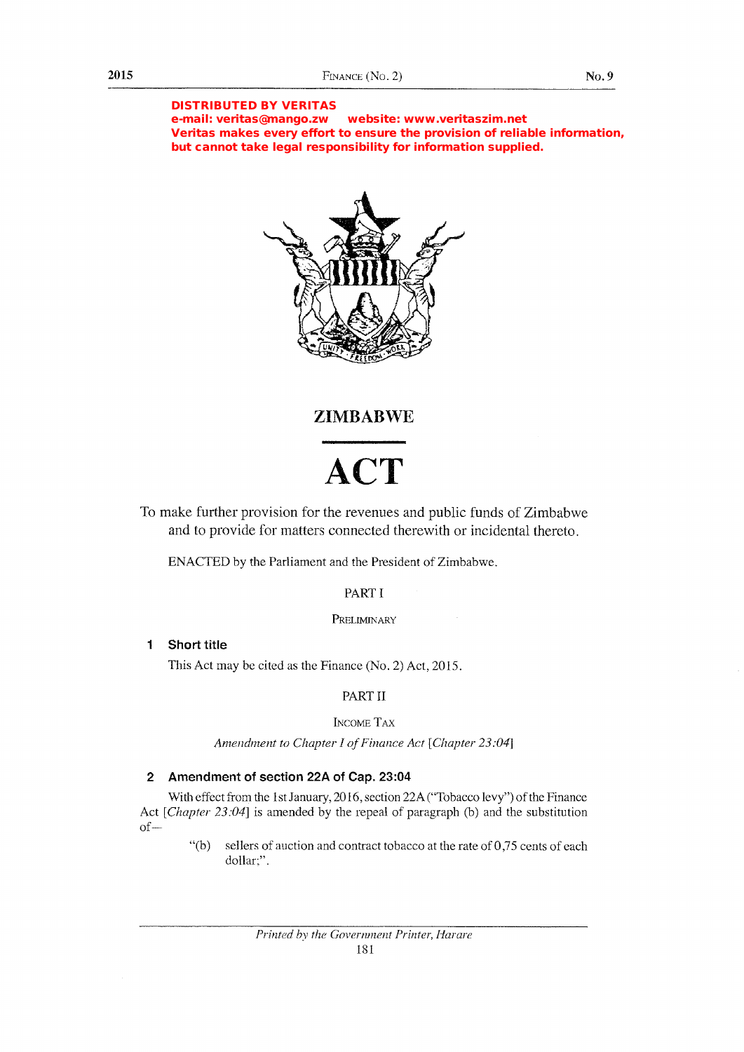**DISTRIBUTED BY VERITAS**
**e-mail: veritas@mango.zw website: www.veritaszim.net**
**Veritas makes every effort to ensure the provision of reliable information, but cannot take legal responsibility for information supplied.**

# ZIMBABWE

# ACT

To make further provision for the revenues and public funds of Zimbabwe and to provide for matters connected therewith or incidental thereto.

ENACTED by the Parliament and the President of Zimbabwe.

PART I

PRELIMINARY

**1 Short title**

This Act may be cited as the Finance (No. 2) Act, 2015.

PART II

INCOME TAX

*Amendment to Chapter I of Finance Act [Chapter 23:04]*

**2 Amendment of section 22A of Cap. 23:04**

With effect from the 1st January, 2016, section 22A ("Tobacco levy") of the Finance Act [*Chapter 23:04*] is amended by the repeal of paragraph (b) and the substitution of—

"(b) sellers of auction and contract tobacco at the rate of 0,75 cents of each dollar;".

*Printed by the Government Printer, Harare*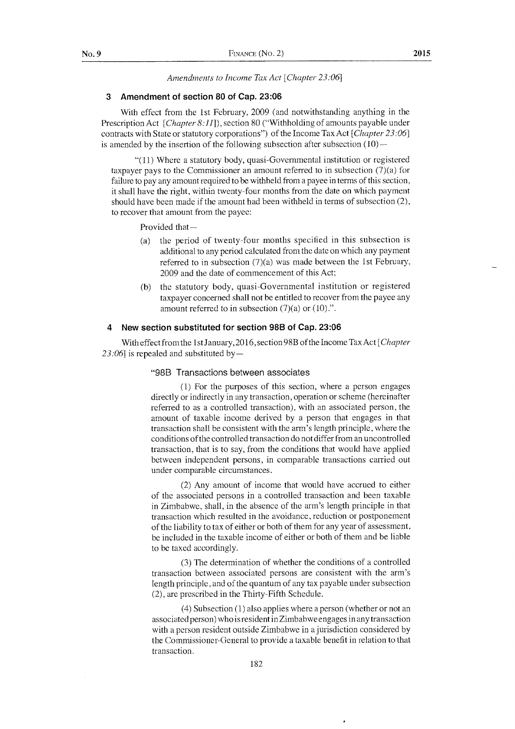*Amendments to Income Tax Act [Chapter 23:06]*

### 3 Amendment of section 80 of Cap. 23:06

With effect from the 1st February, 2009 (and notwithstanding anything in the Prescription Act [*Chapter 8:11*]), section 80 ("Withholding of amounts payable under contracts with State or statutory corporations") of the Income Tax Act [*Chapter 23:06*] is amended by the insertion of the following subsection after subsection (10)—

"(11) Where a statutory body, quasi-Governmental institution or registered taxpayer pays to the Commissioner an amount referred to in subsection (7)(a) for failure to pay any amount required to be withheld from a payee in terms of this section, it shall have the right, within twenty-four months from the date on which payment should have been made if the amount had been withheld in terms of subsection (2), to recover that amount from the payee:

Provided that—

(a) the period of twenty-four months specified in this subsection is additional to any period calculated from the date on which any payment referred to in subsection (7)(a) was made between the 1st February, 2009 and the date of commencement of this Act;

(b) the statutory body, quasi-Governmental institution or registered taxpayer concerned shall not be entitled to recover from the payee any amount referred to in subsection (7)(a) or (10).".

### 4 New section substituted for section 98B of Cap. 23:06

With effect from the 1st January, 2016, section 98B of the Income Tax Act [*Chapter 23:06*] is repealed and substituted by—

"98B Transactions between associates

(1) For the purposes of this section, where a person engages directly or indirectly in any transaction, operation or scheme (hereinafter referred to as a controlled transaction), with an associated person, the amount of taxable income derived by a person that engages in that transaction shall be consistent with the arm's length principle, where the conditions of the controlled transaction do not differ from an uncontrolled transaction, that is to say, from the conditions that would have applied between independent persons, in comparable transactions carried out under comparable circumstances.

(2) Any amount of income that would have accrued to either of the associated persons in a controlled transaction and been taxable in Zimbabwe, shall, in the absence of the arm's length principle in that transaction which resulted in the avoidance, reduction or postponement of the liability to tax of either or both of them for any year of assessment, be included in the taxable income of either or both of them and be liable to be taxed accordingly.

(3) The determination of whether the conditions of a controlled transaction between associated persons are consistent with the arm's length principle, and of the quantum of any tax payable under subsection (2), are prescribed in the Thirty-Fifth Schedule.

(4) Subsection (1) also applies where a person (whether or not an associated person) who is resident in Zimbabwe engages in any transaction with a person resident outside Zimbabwe in a jurisdiction considered by the Commissioner-General to provide a taxable benefit in relation to that transaction.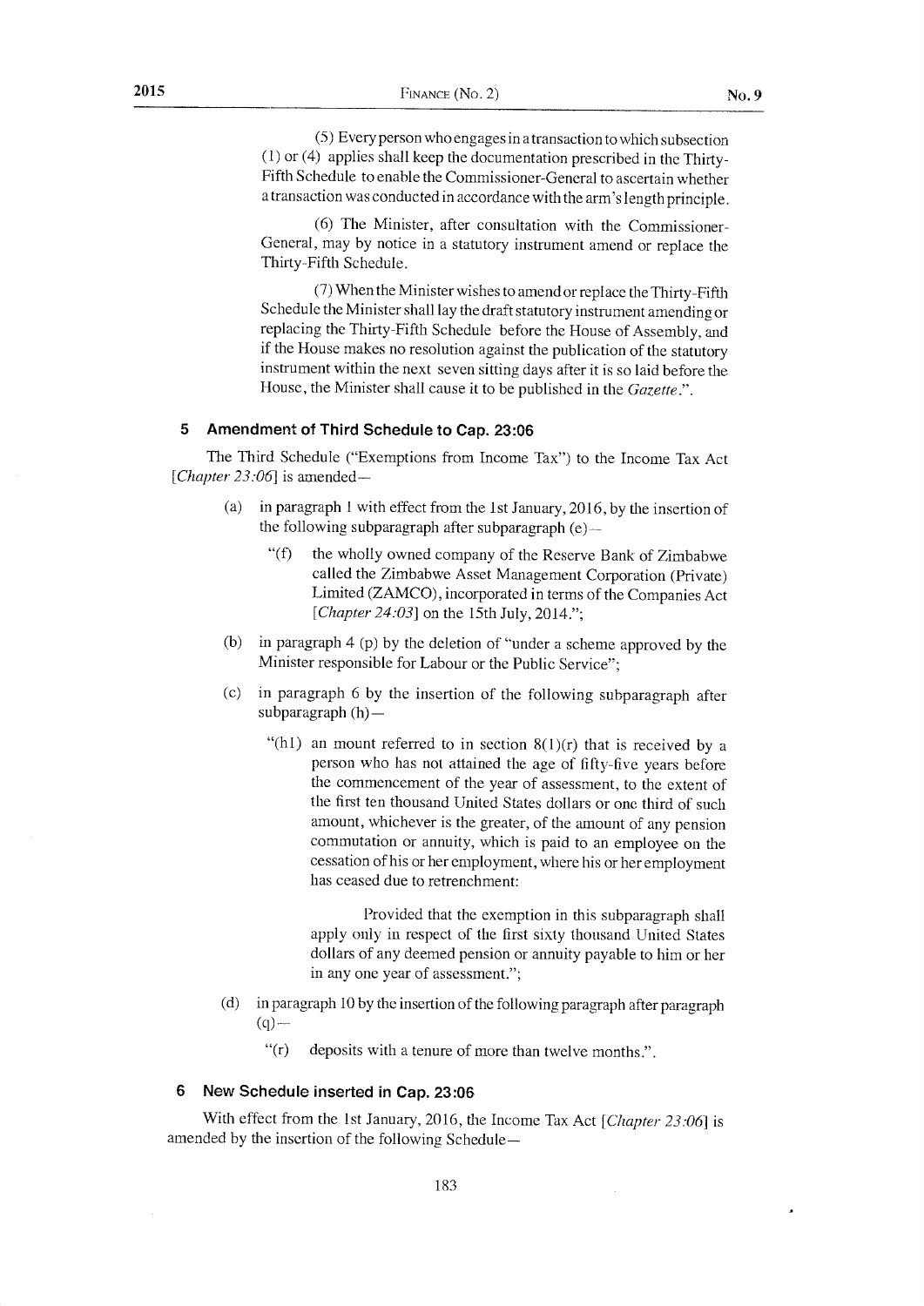(5) Every person who engages in a transaction to which subsection (1) or (4) applies shall keep the documentation prescribed in the Thirty-Fifth Schedule to enable the Commissioner-General to ascertain whether a transaction was conducted in accordance with the arm's length principle.

(6) The Minister, after consultation with the Commissioner-General, may by notice in a statutory instrument amend or replace the Thirty-Fifth Schedule.

(7) When the Minister wishes to amend or replace the Thirty-Fifth Schedule the Minister shall lay the draft statutory instrument amending or replacing the Thirty-Fifth Schedule before the House of Assembly, and if the House makes no resolution against the publication of the statutory instrument within the next seven sitting days after it is so laid before the House, the Minister shall cause it to be published in the *Gazette*.".

### 5 Amendment of Third Schedule to Cap. 23:06

The Third Schedule ("Exemptions from Income Tax") to the Income Tax Act [*Chapter 23:06*] is amended—

(a) in paragraph 1 with effect from the 1st January, 2016, by the insertion of the following subparagraph after subparagraph (e)—

"(f) the wholly owned company of the Reserve Bank of Zimbabwe called the Zimbabwe Asset Management Corporation (Private) Limited (ZAMCO), incorporated in terms of the Companies Act [*Chapter 24:03*] on the 15th July, 2014.";

(b) in paragraph 4 (p) by the deletion of "under a scheme approved by the Minister responsible for Labour or the Public Service";

(c) in paragraph 6 by the insertion of the following subparagraph after subparagraph (h)—

"(h1) an mount referred to in section 8(1)(r) that is received by a person who has not attained the age of fifty-five years before the commencement of the year of assessment, to the extent of the first ten thousand United States dollars or one third of such amount, whichever is the greater, of the amount of any pension commutation or annuity, which is paid to an employee on the cessation of his or her employment, where his or her employment has ceased due to retrenchment:

Provided that the exemption in this subparagraph shall apply only in respect of the first sixty thousand United States dollars of any deemed pension or annuity payable to him or her in any one year of assessment.";

(d) in paragraph 10 by the insertion of the following paragraph after paragraph (q)—

"(r) deposits with a tenure of more than twelve months.".

### 6 New Schedule inserted in Cap. 23:06

With effect from the 1st January, 2016, the Income Tax Act [*Chapter 23:06*] is amended by the insertion of the following Schedule—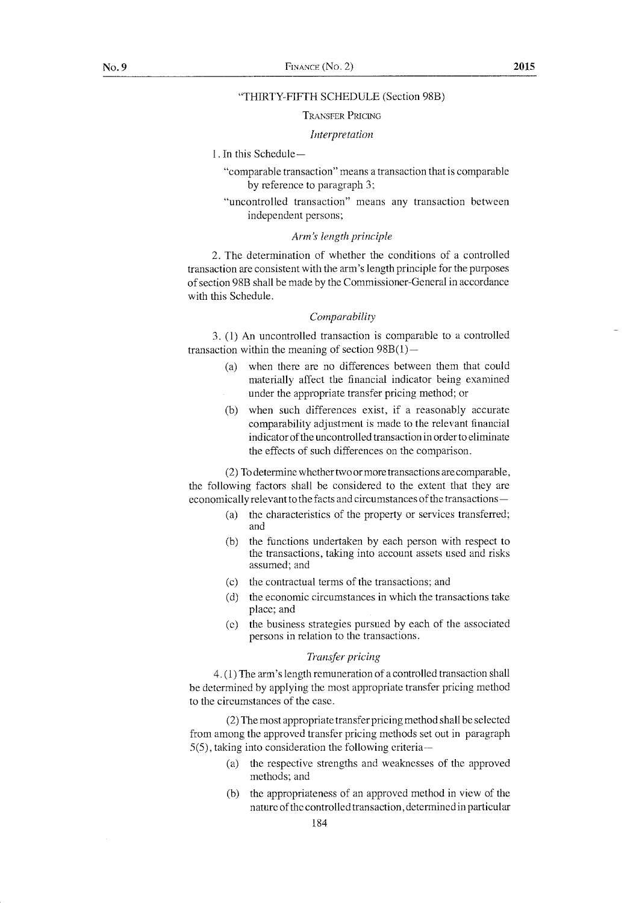"THIRTY-FIFTH SCHEDULE (Section 98B)

TRANSFER PRICING

*Interpretation*

1. In this Schedule—

"comparable transaction" means a transaction that is comparable by reference to paragraph 3;

"uncontrolled transaction" means any transaction between independent persons;

*Arm's length principle*

2. The determination of whether the conditions of a controlled transaction are consistent with the arm's length principle for the purposes of section 98B shall be made by the Commissioner-General in accordance with this Schedule.

*Comparability*

3. (1) An uncontrolled transaction is comparable to a controlled transaction within the meaning of section 98B(1)—

(a) when there are no differences between them that could materially affect the financial indicator being examined under the appropriate transfer pricing method; or

(b) when such differences exist, if a reasonably accurate comparability adjustment is made to the relevant financial indicator of the uncontrolled transaction in order to eliminate the effects of such differences on the comparison.

(2) To determine whether two or more transactions are comparable, the following factors shall be considered to the extent that they are economically relevant to the facts and circumstances of the transactions—

(a) the characteristics of the property or services transferred; and

(b) the functions undertaken by each person with respect to the transactions, taking into account assets used and risks assumed; and

(c) the contractual terms of the transactions; and

(d) the economic circumstances in which the transactions take place; and

(e) the business strategies pursued by each of the associated persons in relation to the transactions.

*Transfer pricing*

4. (1) The arm's length remuneration of a controlled transaction shall be determined by applying the most appropriate transfer pricing method to the circumstances of the case.

(2) The most appropriate transfer pricing method shall be selected from among the approved transfer pricing methods set out in paragraph 5(5), taking into consideration the following criteria—

(a) the respective strengths and weaknesses of the approved methods; and

(b) the appropriateness of an approved method in view of the nature of the controlled transaction, determined in particular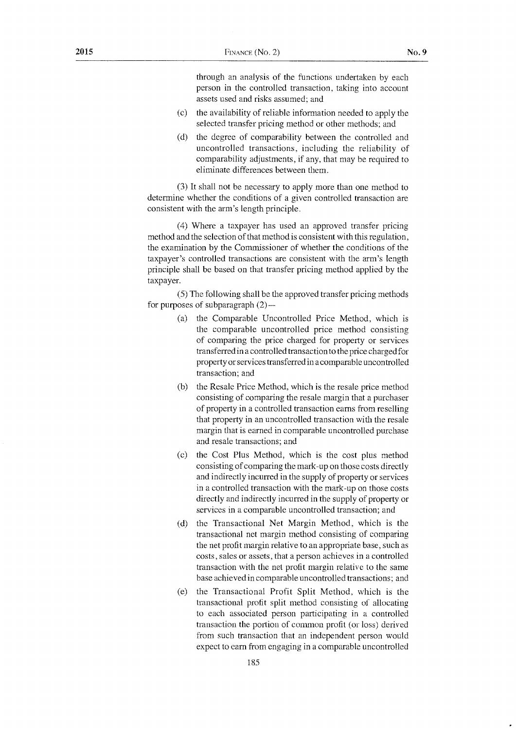through an analysis of the functions undertaken by each person in the controlled transaction, taking into account assets used and risks assumed; and

(c) the availability of reliable information needed to apply the selected transfer pricing method or other methods; and

(d) the degree of comparability between the controlled and uncontrolled transactions, including the reliability of comparability adjustments, if any, that may be required to eliminate differences between them.

(3) It shall not be necessary to apply more than one method to determine whether the conditions of a given controlled transaction are consistent with the arm's length principle.

(4) Where a taxpayer has used an approved transfer pricing method and the selection of that method is consistent with this regulation, the examination by the Commissioner of whether the conditions of the taxpayer's controlled transactions are consistent with the arm's length principle shall be based on that transfer pricing method applied by the taxpayer.

(5) The following shall be the approved transfer pricing methods for purposes of subparagraph (2)—

(a) the Comparable Uncontrolled Price Method, which is the comparable uncontrolled price method consisting of comparing the price charged for property or services transferred in a controlled transaction to the price charged for property or services transferred in a comparable uncontrolled transaction; and

(b) the Resale Price Method, which is the resale price method consisting of comparing the resale margin that a purchaser of property in a controlled transaction earns from reselling that property in an uncontrolled transaction with the resale margin that is earned in comparable uncontrolled purchase and resale transactions; and

(c) the Cost Plus Method, which is the cost plus method consisting of comparing the mark-up on those costs directly and indirectly incurred in the supply of property or services in a controlled transaction with the mark-up on those costs directly and indirectly incurred in the supply of property or services in a comparable uncontrolled transaction; and

(d) the Transactional Net Margin Method, which is the transactional net margin method consisting of comparing the net profit margin relative to an appropriate base, such as costs, sales or assets, that a person achieves in a controlled transaction with the net profit margin relative to the same base achieved in comparable uncontrolled transactions; and

(e) the Transactional Profit Split Method, which is the transactional profit split method consisting of allocating to each associated person participating in a controlled transaction the portion of common profit (or loss) derived from such transaction that an independent person would expect to earn from engaging in a comparable uncontrolled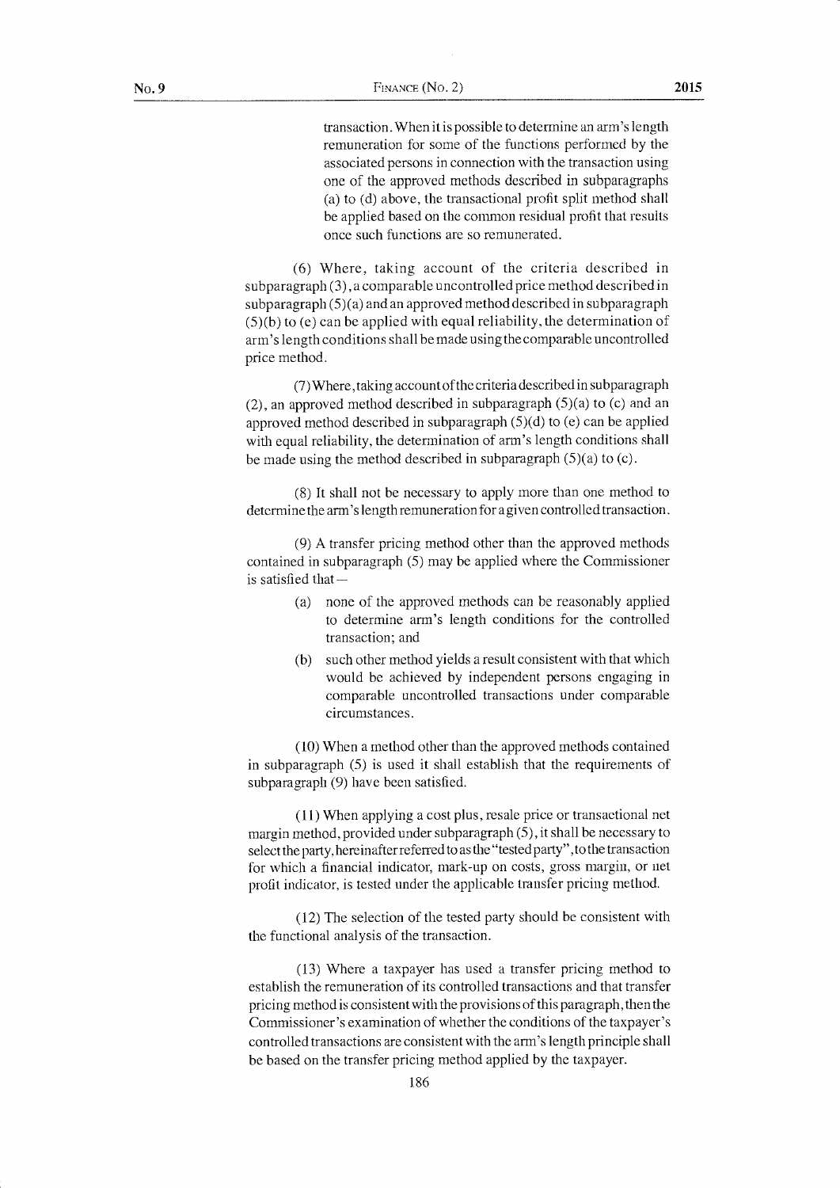transaction. When it is possible to determine an arm's length remuneration for some of the functions performed by the associated persons in connection with the transaction using one of the approved methods described in subparagraphs (a) to (d) above, the transactional profit split method shall be applied based on the common residual profit that results once such functions are so remunerated.

(6) Where, taking account of the criteria described in subparagraph (3), a comparable uncontrolled price method described in subparagraph (5)(a) and an approved method described in subparagraph (5)(b) to (e) can be applied with equal reliability, the determination of arm's length conditions shall be made using the comparable uncontrolled price method.

(7) Where, taking account of the criteria described in subparagraph (2), an approved method described in subparagraph (5)(a) to (c) and an approved method described in subparagraph (5)(d) to (e) can be applied with equal reliability, the determination of arm's length conditions shall be made using the method described in subparagraph (5)(a) to (c).

(8) It shall not be necessary to apply more than one method to determine the arm's length remuneration for a given controlled transaction.

(9) A transfer pricing method other than the approved methods contained in subparagraph (5) may be applied where the Commissioner is satisfied that—

- (a) none of the approved methods can be reasonably applied to determine arm's length conditions for the controlled transaction; and
- (b) such other method yields a result consistent with that which would be achieved by independent persons engaging in comparable uncontrolled transactions under comparable circumstances.

(10) When a method other than the approved methods contained in subparagraph (5) is used it shall establish that the requirements of subparagraph (9) have been satisfied.

(11) When applying a cost plus, resale price or transactional net margin method, provided under subparagraph (5), it shall be necessary to select the party, hereinafter referred to as the "tested party", to the transaction for which a financial indicator, mark-up on costs, gross margin, or net profit indicator, is tested under the applicable transfer pricing method.

(12) The selection of the tested party should be consistent with the functional analysis of the transaction.

(13) Where a taxpayer has used a transfer pricing method to establish the remuneration of its controlled transactions and that transfer pricing method is consistent with the provisions of this paragraph, then the Commissioner's examination of whether the conditions of the taxpayer's controlled transactions are consistent with the arm's length principle shall be based on the transfer pricing method applied by the taxpayer.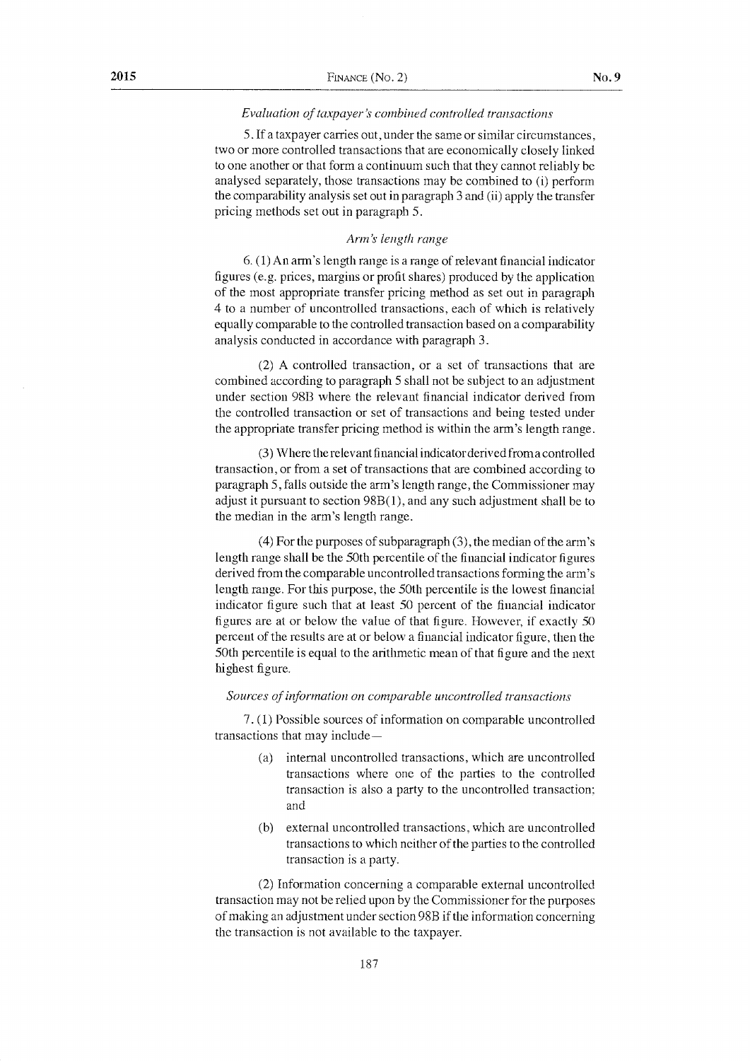*Evaluation of taxpayer's combined controlled transactions*

5. If a taxpayer carries out, under the same or similar circumstances, two or more controlled transactions that are economically closely linked to one another or that form a continuum such that they cannot reliably be analysed separately, those transactions may be combined to (i) perform the comparability analysis set out in paragraph 3 and (ii) apply the transfer pricing methods set out in paragraph 5.

*Arm's length range*

6. (1) An arm's length range is a range of relevant financial indicator figures (e.g. prices, margins or profit shares) produced by the application of the most appropriate transfer pricing method as set out in paragraph 4 to a number of uncontrolled transactions, each of which is relatively equally comparable to the controlled transaction based on a comparability analysis conducted in accordance with paragraph 3.

(2) A controlled transaction, or a set of transactions that are combined according to paragraph 5 shall not be subject to an adjustment under section 98B where the relevant financial indicator derived from the controlled transaction or set of transactions and being tested under the appropriate transfer pricing method is within the arm's length range.

(3) Where the relevant financial indicator derived from a controlled transaction, or from a set of transactions that are combined according to paragraph 5, falls outside the arm's length range, the Commissioner may adjust it pursuant to section 98B(1), and any such adjustment shall be to the median in the arm's length range.

(4) For the purposes of subparagraph (3), the median of the arm's length range shall be the 50th percentile of the financial indicator figures derived from the comparable uncontrolled transactions forming the arm's length range. For this purpose, the 50th percentile is the lowest financial indicator figure such that at least 50 percent of the financial indicator figures are at or below the value of that figure. However, if exactly 50 percent of the results are at or below a financial indicator figure, then the 50th percentile is equal to the arithmetic mean of that figure and the next highest figure.

*Sources of information on comparable uncontrolled transactions*

7. (1) Possible sources of information on comparable uncontrolled transactions that may include—

- (a) internal uncontrolled transactions, which are uncontrolled transactions where one of the parties to the controlled transaction is also a party to the uncontrolled transaction; and
- (b) external uncontrolled transactions, which are uncontrolled transactions to which neither of the parties to the controlled transaction is a party.

(2) Information concerning a comparable external uncontrolled transaction may not be relied upon by the Commissioner for the purposes of making an adjustment under section 98B if the information concerning the transaction is not available to the taxpayer.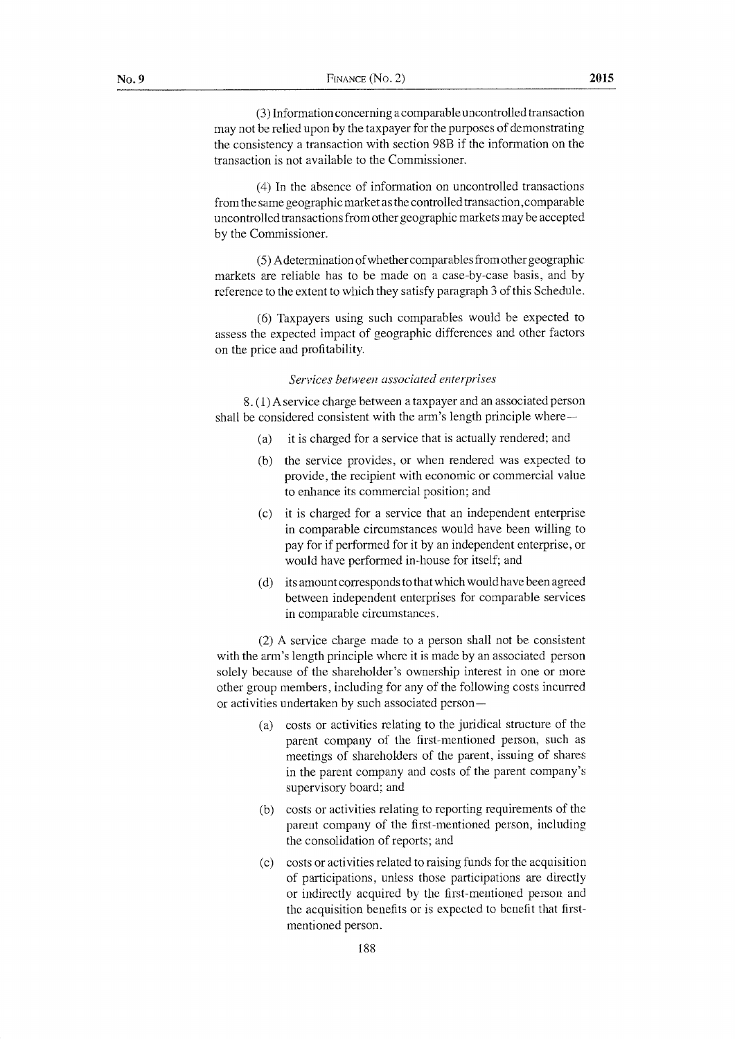(3) Information concerning a comparable uncontrolled transaction may not be relied upon by the taxpayer for the purposes of demonstrating the consistency a transaction with section 98B if the information on the transaction is not available to the Commissioner.

(4) In the absence of information on uncontrolled transactions from the same geographic market as the controlled transaction,comparable uncontrolled transactions from other geographic markets may be accepted by the Commissioner.

(5) A determination of whether comparables from other geographic markets are reliable has to be made on a case-by-case basis, and by reference to the extent to which they satisfy paragraph 3 of this Schedule.

(6) Taxpayers using such comparables would be expected to assess the expected impact of geographic differences and other factors on the price and profitability.

*Services between associated enterprises*

8. (1) A service charge between a taxpayer and an associated person shall be considered consistent with the arm's length principle where—

(a) it is charged for a service that is actually rendered; and

(b) the service provides, or when rendered was expected to provide, the recipient with economic or commercial value to enhance its commercial position; and

(c) it is charged for a service that an independent enterprise in comparable circumstances would have been willing to pay for if performed for it by an independent enterprise, or would have performed in-house for itself; and

(d) its amount corresponds to that which would have been agreed between independent enterprises for comparable services in comparable circumstances.

(2) A service charge made to a person shall not be consistent with the arm's length principle where it is made by an associated person solely because of the shareholder's ownership interest in one or more other group members, including for any of the following costs incurred or activities undertaken by such associated person—

(a) costs or activities relating to the juridical structure of the parent company of the first-mentioned person, such as meetings of shareholders of the parent, issuing of shares in the parent company and costs of the parent company's supervisory board; and

(b) costs or activities relating to reporting requirements of the parent company of the first-mentioned person, including the consolidation of reports; and

(c) costs or activities related to raising funds for the acquisition of participations, unless those participations are directly or indirectly acquired by the first-mentioned person and the acquisition benefits or is expected to benefit that first-mentioned person.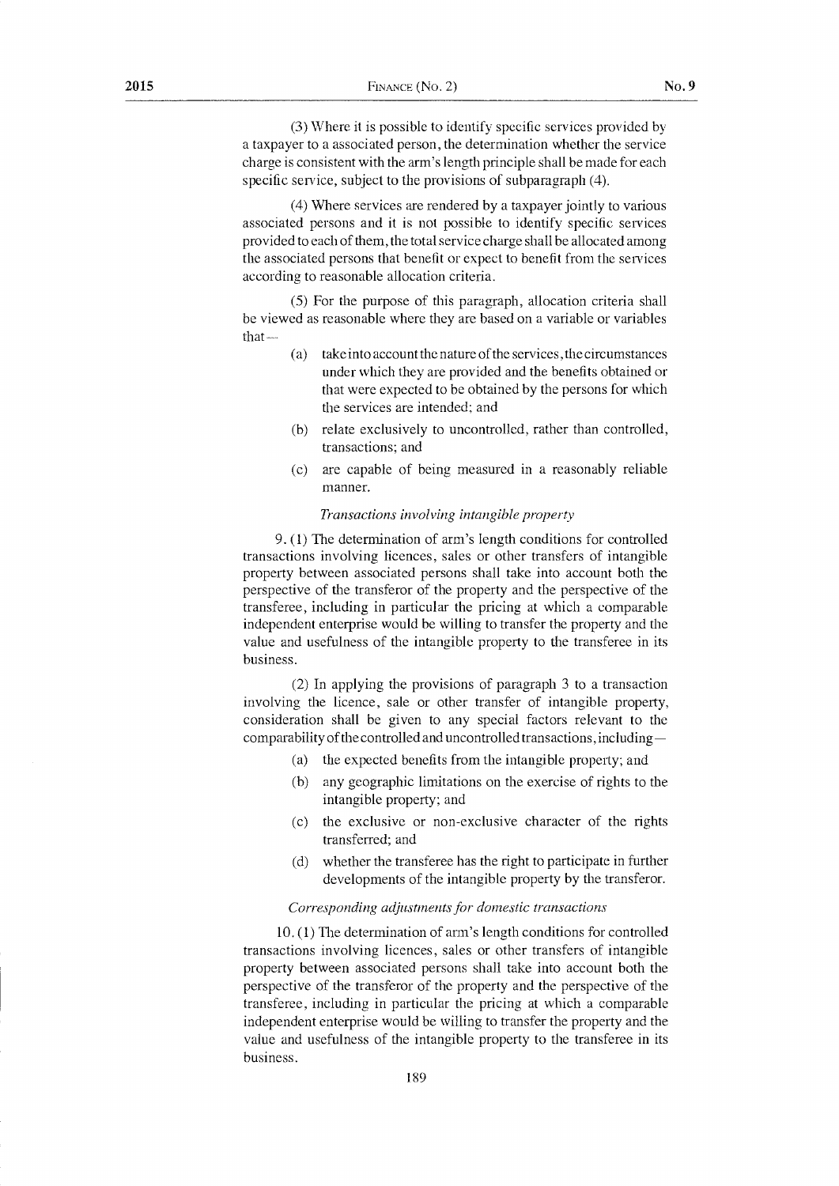(3) Where it is possible to identify specific services provided by a taxpayer to a associated person, the determination whether the service charge is consistent with the arm's length principle shall be made for each specific service, subject to the provisions of subparagraph (4).

(4) Where services are rendered by a taxpayer jointly to various associated persons and it is not possible to identify specific services provided to each of them, the total service charge shall be allocated among the associated persons that benefit or expect to benefit from the services according to reasonable allocation criteria.

(5) For the purpose of this paragraph, allocation criteria shall be viewed as reasonable where they are based on a variable or variables that—

(a) take into account the nature of the services, the circumstances under which they are provided and the benefits obtained or that were expected to be obtained by the persons for which the services are intended; and

(b) relate exclusively to uncontrolled, rather than controlled, transactions; and

(c) are capable of being measured in a reasonably reliable manner.

*Transactions involving intangible property*

9. (1) The determination of arm's length conditions for controlled transactions involving licences, sales or other transfers of intangible property between associated persons shall take into account both the perspective of the transferor of the property and the perspective of the transferee, including in particular the pricing at which a comparable independent enterprise would be willing to transfer the property and the value and usefulness of the intangible property to the transferee in its business.

(2) In applying the provisions of paragraph 3 to a transaction involving the licence, sale or other transfer of intangible property, consideration shall be given to any special factors relevant to the comparability of the controlled and uncontrolled transactions, including—

(a) the expected benefits from the intangible property; and

(b) any geographic limitations on the exercise of rights to the intangible property; and

(c) the exclusive or non-exclusive character of the rights transferred; and

(d) whether the transferee has the right to participate in further developments of the intangible property by the transferor.

*Corresponding adjustments for domestic transactions*

10. (1) The determination of arm's length conditions for controlled transactions involving licences, sales or other transfers of intangible property between associated persons shall take into account both the perspective of the transferor of the property and the perspective of the transferee, including in particular the pricing at which a comparable independent enterprise would be willing to transfer the property and the value and usefulness of the intangible property to the transferee in its business.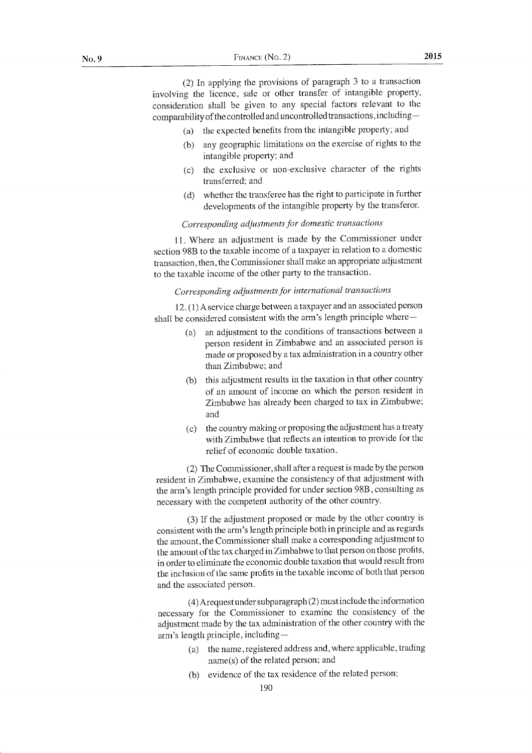(2) In applying the provisions of paragraph 3 to a transaction involving the licence, sale or other transfer of intangible property, consideration shall be given to any special factors relevant to the comparability of the controlled and uncontrolled transactions, including—

- (a) the expected benefits from the intangible property; and
- (b) any geographic limitations on the exercise of rights to the intangible property; and
- (c) the exclusive or non-exclusive character of the rights transferred; and
- (d) whether the transferee has the right to participate in further developments of the intangible property by the transferor.

*Corresponding adjustments for domestic transactions*

11. Where an adjustment is made by the Commissioner under section 98B to the taxable income of a taxpayer in relation to a domestic transaction, then, the Commissioner shall make an appropriate adjustment to the taxable income of the other party to the transaction.

*Corresponding adjustments for international transactions*

12. (1) A service charge between a taxpayer and an associated person shall be considered consistent with the arm's length principle where—

- (a) an adjustment to the conditions of transactions between a person resident in Zimbabwe and an associated person is made or proposed by a tax administration in a country other than Zimbabwe; and
- (b) this adjustment results in the taxation in that other country of an amount of income on which the person resident in Zimbabwe has already been charged to tax in Zimbabwe; and
- (c) the country making or proposing the adjustment has a treaty with Zimbabwe that reflects an intention to provide for the relief of economic double taxation.

(2) The Commissioner, shall after a request is made by the person resident in Zimbabwe, examine the consistency of that adjustment with the arm's length principle provided for under section 98B, consulting as necessary with the competent authority of the other country.

(3) If the adjustment proposed or made by the other country is consistent with the arm's length principle both in principle and as regards the amount, the Commissioner shall make a corresponding adjustment to the amount of the tax charged in Zimbabwe to that person on those profits, in order to eliminate the economic double taxation that would result from the inclusion of the same profits in the taxable income of both that person and the associated person.

(4) A request under subparagraph (2) must include the information necessary for the Commissioner to examine the consistency of the adjustment made by the tax administration of the other country with the arm's length principle, including—

- (a) the name, registered address and, where applicable, trading name(s) of the related person; and
- (b) evidence of the tax residence of the related person;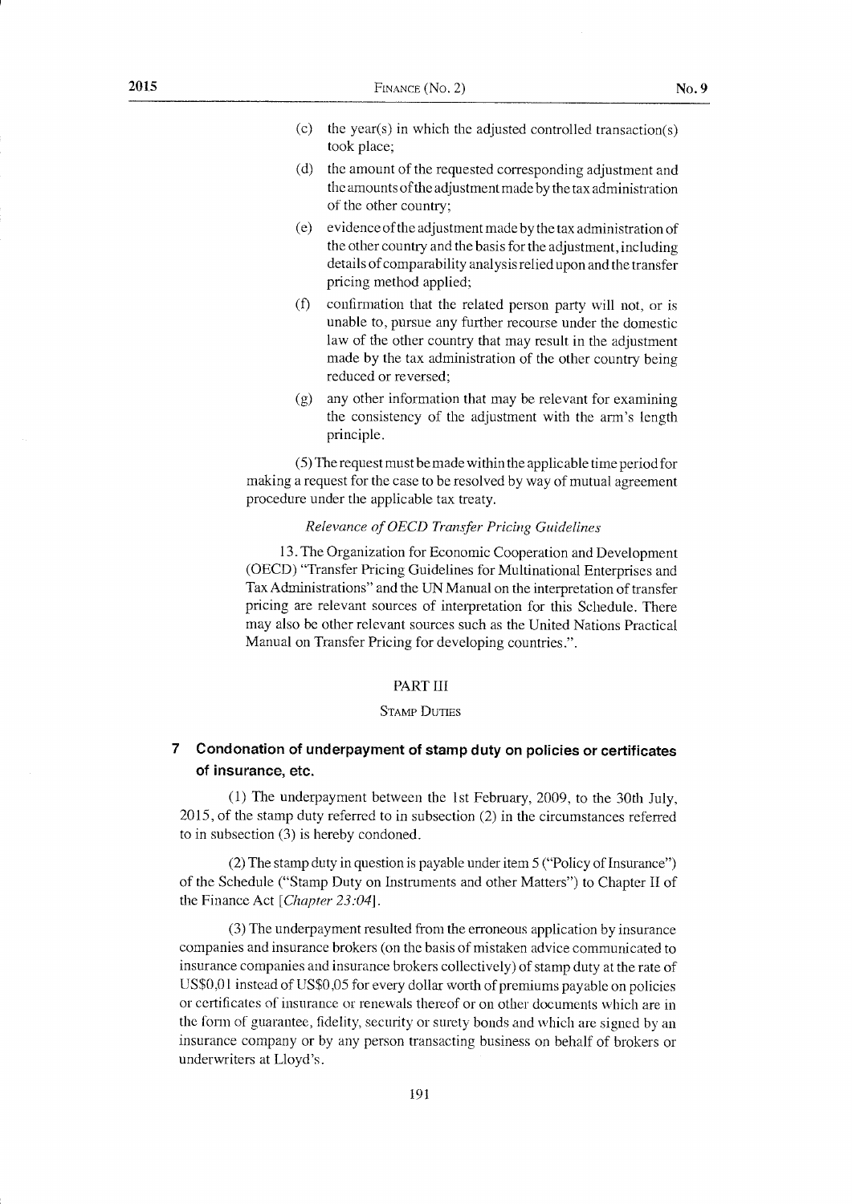(c) the year(s) in which the adjusted controlled transaction(s) took place;

(d) the amount of the requested corresponding adjustment and the amounts of the adjustment made by the tax administration of the other country;

(e) evidence of the adjustment made by the tax administration of the other country and the basis for the adjustment, including details of comparability analysis relied upon and the transfer pricing method applied;

(f) confirmation that the related person party will not, or is unable to, pursue any further recourse under the domestic law of the other country that may result in the adjustment made by the tax administration of the other country being reduced or reversed;

(g) any other information that may be relevant for examining the consistency of the adjustment with the arm's length principle.

(5) The request must be made within the applicable time period for making a request for the case to be resolved by way of mutual agreement procedure under the applicable tax treaty.

*Relevance of OECD Transfer Pricing Guidelines*

13. The Organization for Economic Cooperation and Development (OECD) "Transfer Pricing Guidelines for Multinational Enterprises and Tax Administrations" and the UN Manual on the interpretation of transfer pricing are relevant sources of interpretation for this Schedule. There may also be other relevant sources such as the United Nations Practical Manual on Transfer Pricing for developing countries.".

PART III

STAMP DUTIES

## 7 Condonation of underpayment of stamp duty on policies or certificates of insurance, etc.

(1) The underpayment between the 1st February, 2009, to the 30th July, 2015, of the stamp duty referred to in subsection (2) in the circumstances referred to in subsection (3) is hereby condoned.

(2) The stamp duty in question is payable under item 5 ("Policy of Insurance") of the Schedule ("Stamp Duty on Instruments and other Matters") to Chapter II of the Finance Act [*Chapter 23:04*].

(3) The underpayment resulted from the erroneous application by insurance companies and insurance brokers (on the basis of mistaken advice communicated to insurance companies and insurance brokers collectively) of stamp duty at the rate of US$0,01 instead of US$0,05 for every dollar worth of premiums payable on policies or certificates of insurance or renewals thereof or on other documents which are in the form of guarantee, fidelity, security or surety bonds and which are signed by an insurance company or by any person transacting business on behalf of brokers or underwriters at Lloyd's.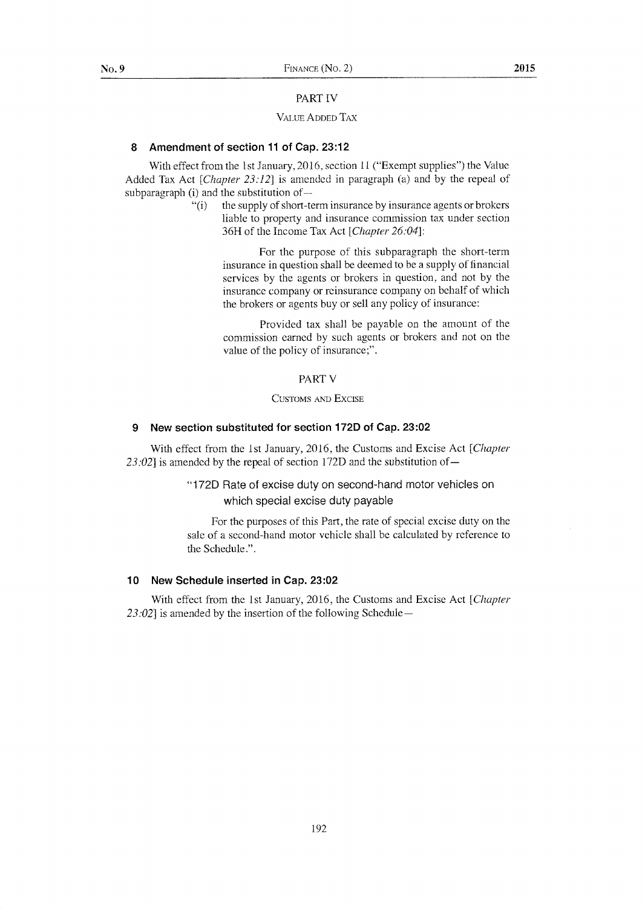## PART IV

### VALUE ADDED TAX

#### 8 Amendment of section 11 of Cap. 23:12

With effect from the 1st January, 2016, section 11 ("Exempt supplies") the Value Added Tax Act [*Chapter 23:12*] is amended in paragraph (a) and by the repeal of subparagraph (i) and the substitution of—

> "(i) the supply of short-term insurance by insurance agents or brokers liable to property and insurance commission tax under section 36H of the Income Tax Act [*Chapter 26:04*]:
>
> For the purpose of this subparagraph the short-term insurance in question shall be deemed to be a supply of financial services by the agents or brokers in question, and not by the insurance company or reinsurance company on behalf of which the brokers or agents buy or sell any policy of insurance:
>
> Provided tax shall be payable on the amount of the commission earned by such agents or brokers and not on the value of the policy of insurance;".

## PART V

### CUSTOMS AND EXCISE

#### 9 New section substituted for section 172D of Cap. 23:02

With effect from the 1st January, 2016, the Customs and Excise Act [*Chapter 23:02*] is amended by the repeal of section 172D and the substitution of—

> "172D Rate of excise duty on second-hand motor vehicles on which special excise duty payable
>
> For the purposes of this Part, the rate of special excise duty on the sale of a second-hand motor vehicle shall be calculated by reference to the Schedule.".

#### 10 New Schedule inserted in Cap. 23:02

With effect from the 1st January, 2016, the Customs and Excise Act [*Chapter 23:02*] is amended by the insertion of the following Schedule—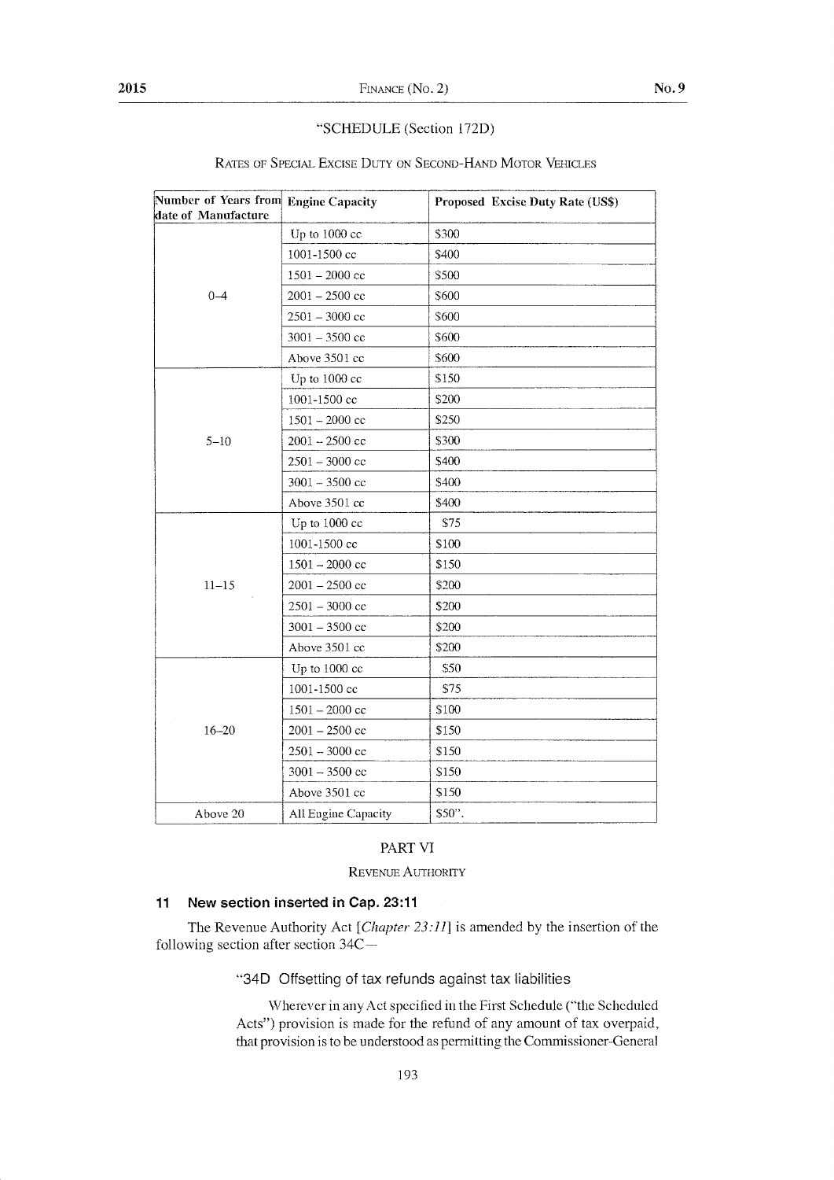"SCHEDULE (Section 172D)

RATES OF SPECIAL EXCISE DUTY ON SECOND-HAND MOTOR VEHICLES

| Number of Years from date of Manufacture | Engine Capacity | Proposed Excise Duty Rate (US$) |
|---|---|---|
| 0–4 | Up to 1000 cc | $300 |
| | 1001-1500 cc | $400 |
| | 1501 – 2000 cc | $500 |
| | 2001 – 2500 cc | $600 |
| | 2501 – 3000 cc | $600 |
| | 3001 – 3500 cc | $600 |
| | Above 3501 cc | $600 |
| 5–10 | Up to 1000 cc | $150 |
| | 1001-1500 cc | $200 |
| | 1501 – 2000 cc | $250 |
| | 2001 – 2500 cc | $300 |
| | 2501 – 3000 cc | $400 |
| | 3001 – 3500 cc | $400 |
| | Above 3501 cc | $400 |
| 11–15 | Up to 1000 cc | $75 |
| | 1001-1500 cc | $100 |
| | 1501 – 2000 cc | $150 |
| | 2001 – 2500 cc | $200 |
| | 2501 – 3000 cc | $200 |
| | 3001 – 3500 cc | $200 |
| | Above 3501 cc | $200 |
| 16–20 | Up to 1000 cc | $50 |
| | 1001-1500 cc | $75 |
| | 1501 – 2000 cc | $100 |
| | 2001 – 2500 cc | $150 |
| | 2501 – 3000 cc | $150 |
| | 3001 – 3500 cc | $150 |
| | Above 3501 cc | $150 |
| Above 20 | All Engine Capacity | $50". |

PART VI

REVENUE AUTHORITY

### 11 New section inserted in Cap. 23:11

The Revenue Authority Act [*Chapter 23:11*] is amended by the insertion of the following section after section 34C—

"34D Offsetting of tax refunds against tax liabilities

Wherever in any Act specified in the First Schedule ("the Scheduled Acts") provision is made for the refund of any amount of tax overpaid, that provision is to be understood as permitting the Commissioner-General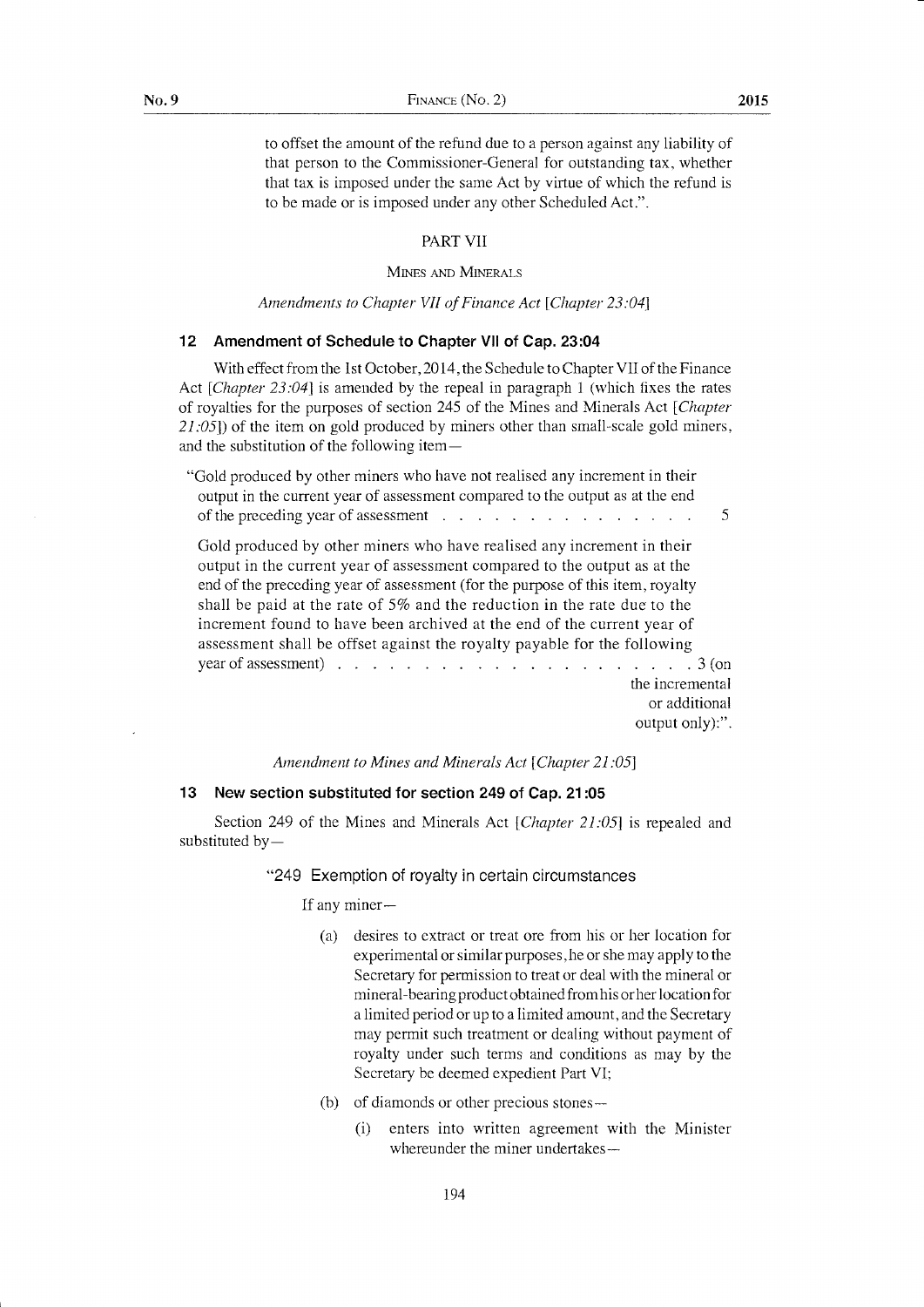to offset the amount of the refund due to a person against any liability of that person to the Commissioner-General for outstanding tax, whether that tax is imposed under the same Act by virtue of which the refund is to be made or is imposed under any other Scheduled Act.".

## PART VII

### MINES AND MINERALS

*Amendments to Chapter VII of Finance Act [Chapter 23:04]*

### 12 Amendment of Schedule to Chapter VII of Cap. 23:04

With effect from the 1st October, 2014, the Schedule to Chapter VII of the Finance Act [*Chapter 23:04*] is amended by the repeal in paragraph 1 (which fixes the rates of royalties for the purposes of section 245 of the Mines and Minerals Act [*Chapter 21:05*]) of the item on gold produced by miners other than small-scale gold miners, and the substitution of the following item—

"Gold produced by other miners who have not realised any increment in their output in the current year of assessment compared to the output as at the end of the preceding year of assessment . . . . . . . . . . . . . . . . 5

Gold produced by other miners who have realised any increment in their output in the current year of assessment compared to the output as at the end of the preceding year of assessment (for the purpose of this item, royalty shall be paid at the rate of 5% and the reduction in the rate due to the increment found to have been archived at the end of the current year of assessment shall be offset against the royalty payable for the following year of assessment) . . . . . . . . . . . . . . . . . . . . . . 3 (on the incremental or additional output only):".

*Amendment to Mines and Minerals Act [Chapter 21:05]*

### 13 New section substituted for section 249 of Cap. 21:05

Section 249 of the Mines and Minerals Act [*Chapter 21:05*] is repealed and substituted by—

"249 Exemption of royalty in certain circumstances

If any miner—

(a) desires to extract or treat ore from his or her location for experimental or similar purposes, he or she may apply to the Secretary for permission to treat or deal with the mineral or mineral-bearing product obtained from his or her location for a limited period or up to a limited amount, and the Secretary may permit such treatment or dealing without payment of royalty under such terms and conditions as may by the Secretary be deemed expedient Part VI;

(b) of diamonds or other precious stones—

(i) enters into written agreement with the Minister whereunder the miner undertakes—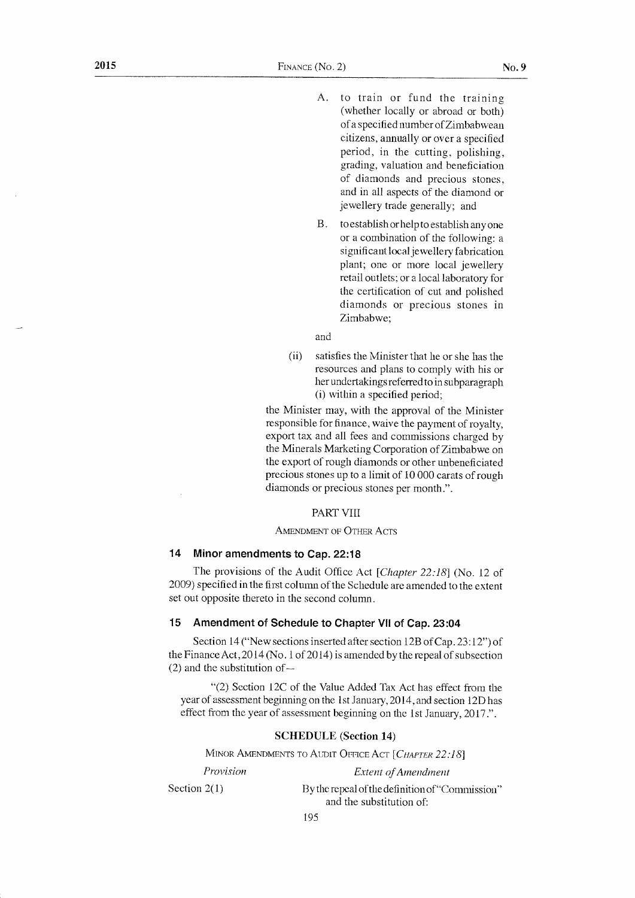A. to train or fund the training (whether locally or abroad or both) of a specified number of Zimbabwean citizens, annually or over a specified period, in the cutting, polishing, grading, valuation and beneficiation of diamonds and precious stones, and in all aspects of the diamond or jewellery trade generally; and

B. to establish or help to establish any one or a combination of the following: a significant local jewellery fabrication plant; one or more local jewellery retail outlets; or a local laboratory for the certification of cut and polished diamonds or precious stones in Zimbabwe;

and

(ii) satisfies the Minister that he or she has the resources and plans to comply with his or her undertakings referred to in subparagraph (i) within a specified period;

the Minister may, with the approval of the Minister responsible for finance, waive the payment of royalty, export tax and all fees and commissions charged by the Minerals Marketing Corporation of Zimbabwe on the export of rough diamonds or other unbeneficiated precious stones up to a limit of 10 000 carats of rough diamonds or precious stones per month.".

PART VIII

AMENDMENT OF OTHER ACTS

### 14 Minor amendments to Cap. 22:18

The provisions of the Audit Office Act [*Chapter 22:18*] (No. 12 of 2009) specified in the first column of the Schedule are amended to the extent set out opposite thereto in the second column.

### 15 Amendment of Schedule to Chapter VII of Cap. 23:04

Section 14 ("New sections inserted after section 12B of Cap. 23:12") of the Finance Act, 2014 (No. 1 of 2014) is amended by the repeal of subsection (2) and the substitution of—

"(2) Section 12C of the Value Added Tax Act has effect from the year of assessment beginning on the 1st January, 2014, and section 12D has effect from the year of assessment beginning on the 1st January, 2017.".

**SCHEDULE (Section 14)**

MINOR AMENDMENTS TO AUDIT OFFICE ACT [*CHAPTER 22:18*]

| *Provision* | *Extent of Amendment* |
|---|---|
| Section 2(1) | By the repeal of the definition of "Commission" and the substitution of: |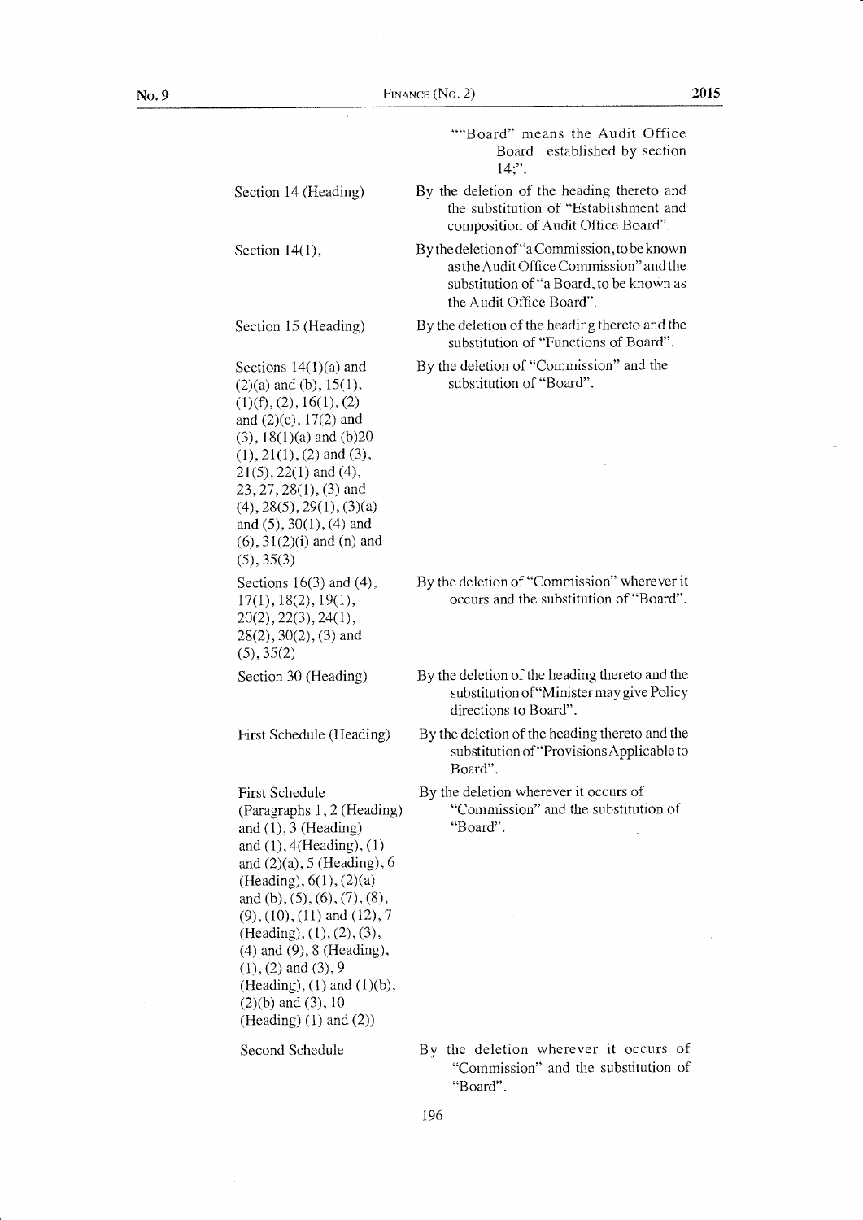| | |
|---|---|
| | ""Board" means the Audit Office Board established by section 14;". |
| Section 14 (Heading) | By the deletion of the heading thereto and the substitution of "Establishment and composition of Audit Office Board". |
| Section 14(1), | By the deletion of "a Commission, to be known as the Audit Office Commission" and the substitution of "a Board, to be known as the Audit Office Board". |
| Section 15 (Heading) | By the deletion of the heading thereto and the substitution of "Functions of Board". |
| Sections 14(1)(a) and (2)(a) and (b), 15(1), (1)(f), (2), 16(1), (2) and (2)(c), 17(2) and (3), 18(1)(a) and (b)20 (1), 21(1), (2) and (3), 21(5), 22(1) and (4), 23, 27, 28(1), (3) and (4), 28(5), 29(1), (3)(a) and (5), 30(1), (4) and (6), 31(2)(i) and (n) and (5), 35(3) | By the deletion of "Commission" and the substitution of "Board". |
| Sections 16(3) and (4), 17(1), 18(2), 19(1), 20(2), 22(3), 24(1), 28(2), 30(2), (3) and (5), 35(2) | By the deletion of "Commission" wherever it occurs and the substitution of "Board". |
| Section 30 (Heading) | By the deletion of the heading thereto and the substitution of "Minister may give Policy directions to Board". |
| First Schedule (Heading) | By the deletion of the heading thereto and the substitution of "Provisions Applicable to Board". |
| First Schedule (Paragraphs 1, 2 (Heading) and (1), 3 (Heading) and (1), 4(Heading), (1) and (2)(a), 5 (Heading), 6 (Heading), 6(1), (2)(a) and (b), (5), (6), (7), (8), (9), (10), (11) and (12), 7 (Heading), (1), (2), (3), (4) and (9), 8 (Heading), (1), (2) and (3), 9 (Heading), (1) and (1)(b), (2)(b) and (3), 10 (Heading) (1) and (2)) | By the deletion wherever it occurs of "Commission" and the substitution of "Board". |
| Second Schedule | By the deletion wherever it occurs of "Commission" and the substitution of "Board". |